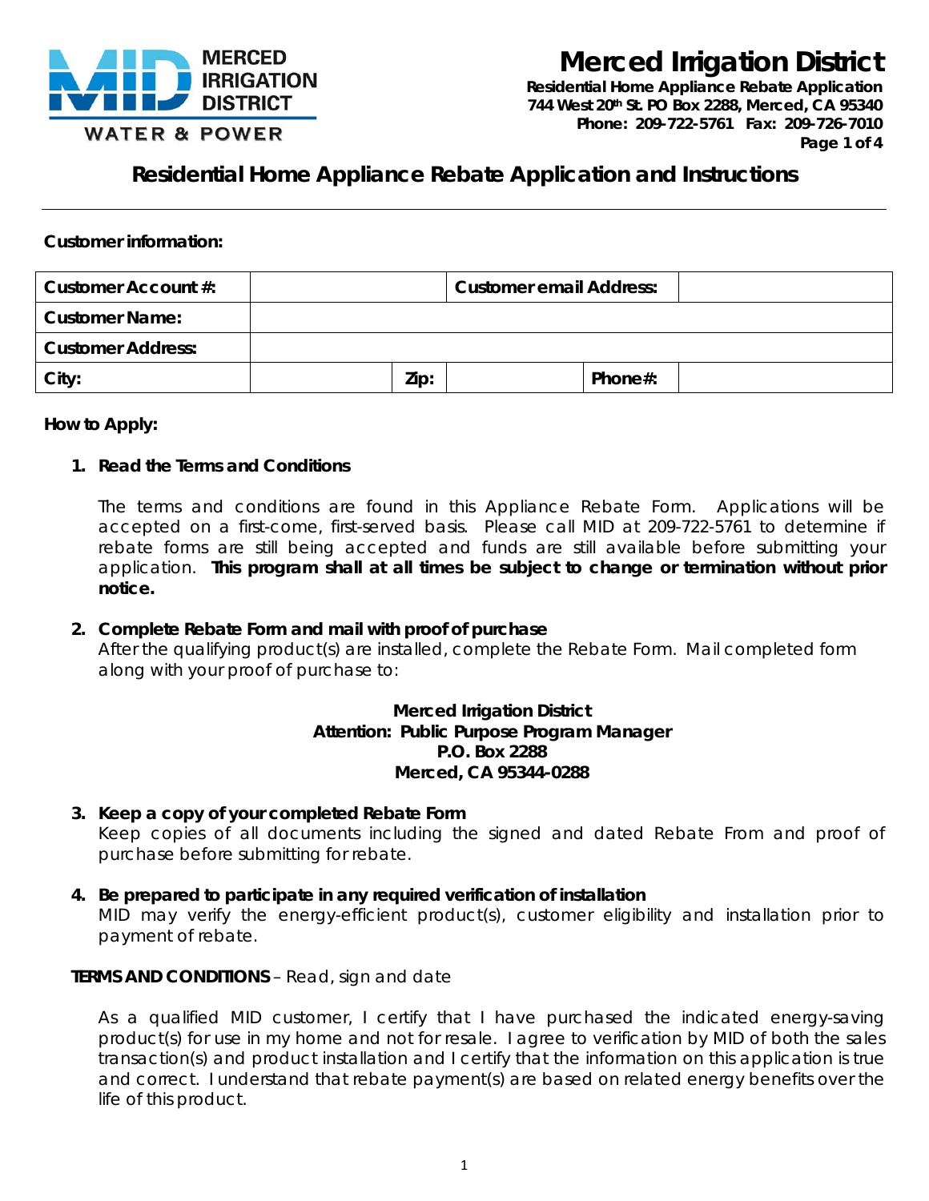# Merced Irrigation District

**Residential Home Appliance Rebate Application**
**744 West 20th St. PO Box 2288, Merced, CA 95340**
**Phone: 209-722-5761 Fax: 209-726-7010**

## Residential Home Appliance Rebate Application and Instructions

**Customer information:**

| **Customer Account #:** | | **Customer email Address:** | | | |
|---|---|---|---|---|---|
| **Customer Name:** | | | | | |
| **Customer Address:** | | | | | |
| **City:** | | **Zip:** | | **Phone#:** | |

**How to Apply:**

1. **Read the Terms and Conditions**

   The terms and conditions are found in this Appliance Rebate Form. Applications will be accepted on a first-come, first-served basis. Please call MID at 209-722-5761 to determine if rebate forms are still being accepted and funds are still available before submitting your application. **This program shall at all times be subject to change or termination without prior notice.**

2. **Complete Rebate Form and mail with proof of purchase**

   After the qualifying product(s) are installed, complete the Rebate Form. Mail completed form along with your proof of purchase to:

   **Merced Irrigation District**
   **Attention: Public Purpose Program Manager**
   **P.O. Box 2288**
   **Merced, CA 95344-0288**

3. **Keep a copy of your completed Rebate Form**

   Keep copies of all documents including the signed and dated Rebate From and proof of purchase before submitting for rebate.

4. **Be prepared to participate in any required verification of installation**

   MID may verify the energy-efficient product(s), customer eligibility and installation prior to payment of rebate.

**TERMS AND CONDITIONS** – Read, sign and date

As a qualified MID customer, I certify that I have purchased the indicated energy-saving product(s) for use in my home and not for resale. I agree to verification by MID of both the sales transaction(s) and product installation and I certify that the information on this application is true and correct. I understand that rebate payment(s) are based on related energy benefits over the life of this product.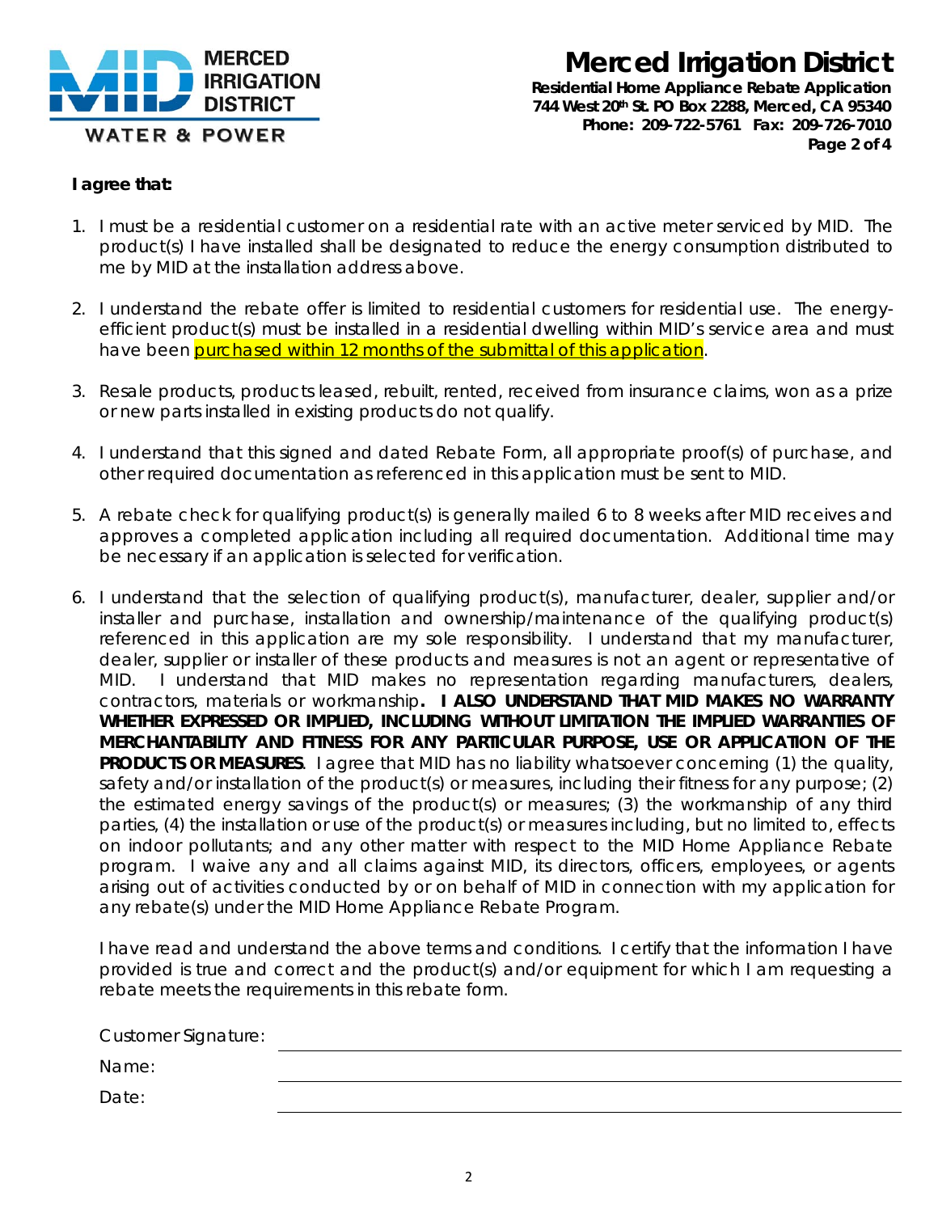**I agree that:**

1. I must be a residential customer on a residential rate with an active meter serviced by MID. The product(s) I have installed shall be designated to reduce the energy consumption distributed to me by MID at the installation address above.

2. I understand the rebate offer is limited to residential customers for residential use. The energy-efficient product(s) must be installed in a residential dwelling within MID's service area and must have been purchased within 12 months of the submittal of this application.

3. Resale products, products leased, rebuilt, rented, received from insurance claims, won as a prize or new parts installed in existing products do not qualify.

4. I understand that this signed and dated Rebate Form, all appropriate proof(s) of purchase, and other required documentation as referenced in this application must be sent to MID.

5. A rebate check for qualifying product(s) is generally mailed 6 to 8 weeks after MID receives and approves a completed application including all required documentation. Additional time may be necessary if an application is selected for verification.

6. I understand that the selection of qualifying product(s), manufacturer, dealer, supplier and/or installer and purchase, installation and ownership/maintenance of the qualifying product(s) referenced in this application are my sole responsibility. I understand that my manufacturer, dealer, supplier or installer of these products and measures is not an agent or representative of MID. I understand that MID makes no representation regarding manufacturers, dealers, contractors, materials or workmanship**. I ALSO UNDERSTAND THAT MID MAKES NO WARRANTY WHETHER EXPRESSED OR IMPLIED, INCLUDING WITHOUT LIMITATION THE IMPLIED WARRANTIES OF MERCHANTABILITY AND FITNESS FOR ANY PARTICULAR PURPOSE, USE OR APPLICATION OF THE PRODUCTS OR MEASURES**. I agree that MID has no liability whatsoever concerning (1) the quality, safety and/or installation of the product(s) or measures, including their fitness for any purpose; (2) the estimated energy savings of the product(s) or measures; (3) the workmanship of any third parties, (4) the installation or use of the product(s) or measures including, but no limited to, effects on indoor pollutants; and any other matter with respect to the MID Home Appliance Rebate program. I waive any and all claims against MID, its directors, officers, employees, or agents arising out of activities conducted by or on behalf of MID in connection with my application for any rebate(s) under the MID Home Appliance Rebate Program.

   I have read and understand the above terms and conditions. I certify that the information I have provided is true and correct and the product(s) and/or equipment for which I am requesting a rebate meets the requirements in this rebate form.

   Customer Signature: ______________________

   Name: ______________________

   Date: ______________________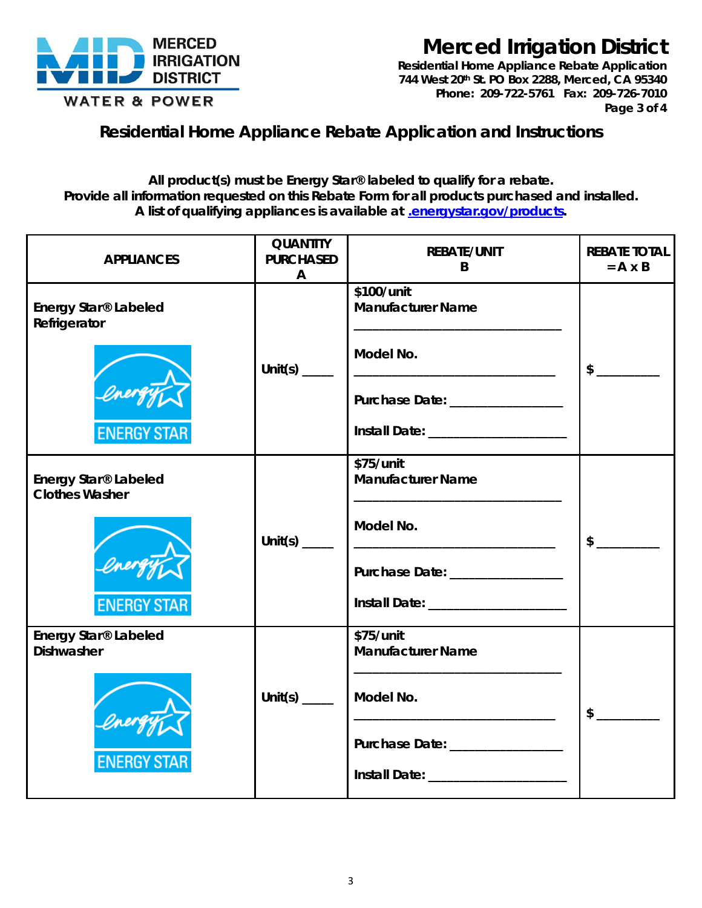# Merced Irrigation District

**Residential Home Appliance Rebate Application**
**744 West 20th St. PO Box 2288, Merced, CA 95340**
**Phone: 209-722-5761 Fax: 209-726-7010**

## Residential Home Appliance Rebate Application and Instructions

**All product(s) must be Energy Star® labeled to qualify for a rebate.**
**Provide all information requested on this Rebate Form for all products purchased and installed.**
**A list of qualifying appliances is available at [.energystar.gov/products](https://www.energystar.gov/products).**

| APPLIANCES | QUANTITY PURCHASED A | REBATE/UNIT B | REBATE TOTAL = A x B |
|---|---|---|---|
| **Energy Star® Labeled Refrigerator** ENERGY STAR | Unit(s) _____ | **$100/unit** **Manufacturer Name** ______________________________ **Model No.** ______________________________ **Purchase Date:** ________________ **Install Date:** ____________________ | $ _________ |
| **Energy Star® Labeled Clothes Washer** ENERGY STAR | Unit(s) _____ | **$75/unit** **Manufacturer Name** ______________________________ **Model No.** ______________________________ **Purchase Date:** ________________ **Install Date:** ____________________ | $ _________ |
| **Energy Star® Labeled Dishwasher** ENERGY STAR | Unit(s) _____ | **$75/unit** **Manufacturer Name** ______________________________ **Model No.** ______________________________ **Purchase Date:** ________________ **Install Date:** ____________________ | $ _________ |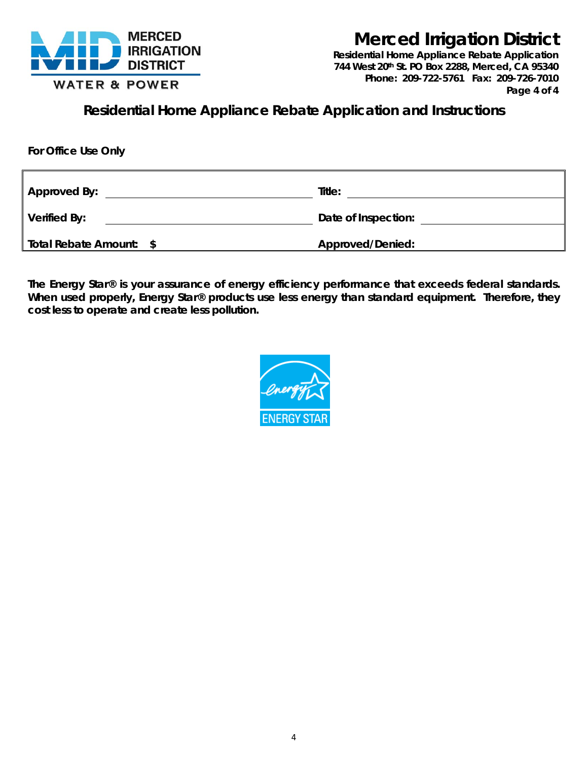# Merced Irrigation District

**Residential Home Appliance Rebate Application**
**744 West 20th St. PO Box 2288, Merced, CA 95340**
**Phone: 209-722-5761 Fax: 209-726-7010**

## Residential Home Appliance Rebate Application and Instructions

**For Office Use Only**

| | |
|---|---|
| **Approved By:** ______________________ | **Title:** ______________________ |
| **Verified By:** ______________________ | **Date of Inspection:** ______________________ |
| **Total Rebate Amount: $** | **Approved/Denied:** |

**The Energy Star® is your assurance of energy efficiency performance that exceeds federal standards. When used properly, Energy Star® products use less energy than standard equipment. Therefore, they cost less to operate and create less pollution.**

ENERGY STAR